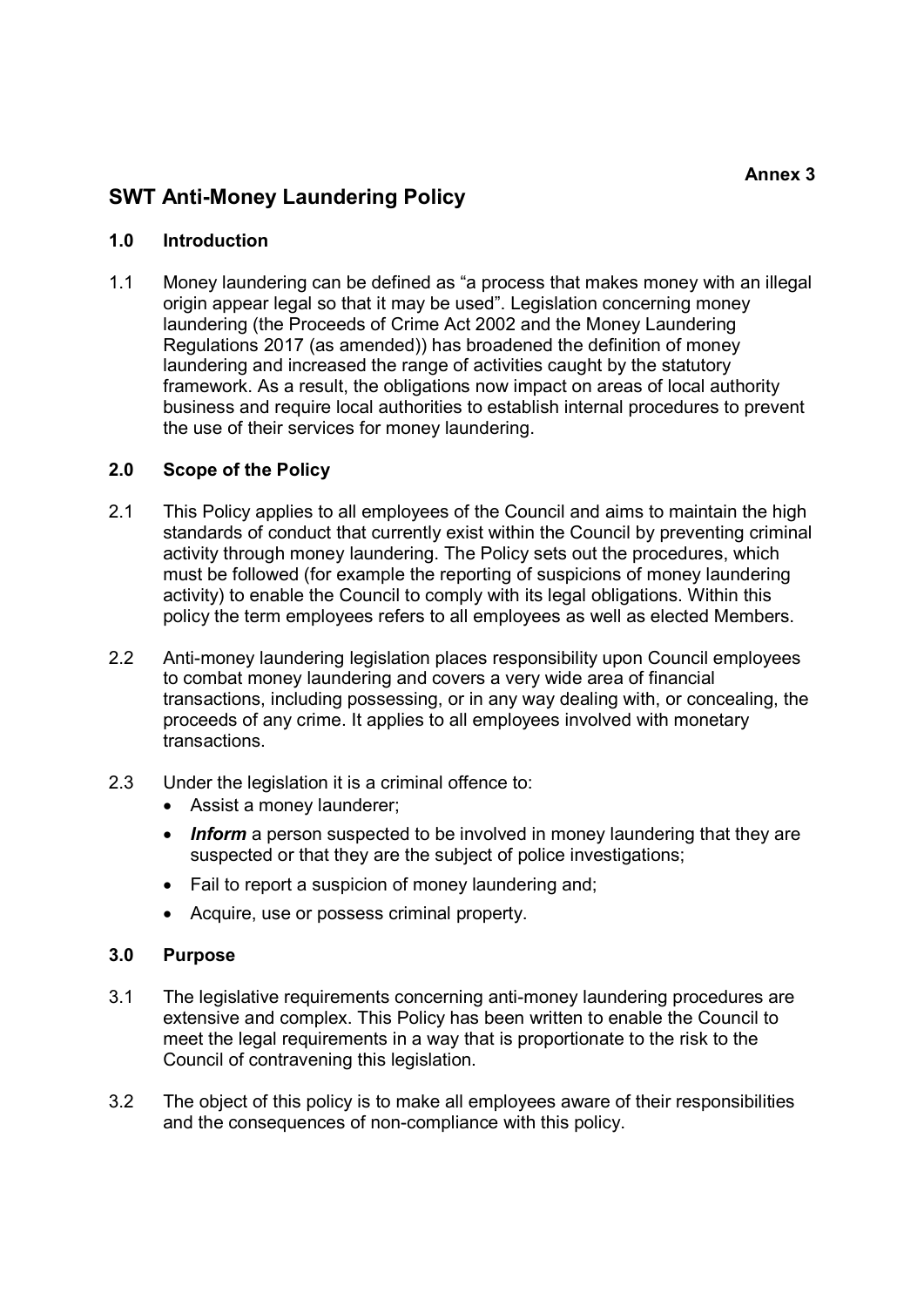Annex 3

# SWT Anti-Money Laundering Policy

## 1.0 Introduction

1.1 Money laundering can be defined as "a process that makes money with an illegal origin appear legal so that it may be used". Legislation concerning money laundering (the Proceeds of Crime Act 2002 and the Money Laundering Regulations 2017 (as amended)) has broadened the definition of money laundering and increased the range of activities caught by the statutory framework. As a result, the obligations now impact on areas of local authority business and require local authorities to establish internal procedures to prevent the use of their services for money laundering.

## 2.0 Scope of the Policy

2.1 This Policy applies to all employees of the Council and aims to maintain the high standards of conduct that currently exist within the Council by preventing criminal activity through money laundering. The Policy sets out the procedures, which must be followed (for example the reporting of suspicions of money laundering activity) to enable the Council to comply with its legal obligations. Within this policy the term employees refers to all employees as well as elected Members.

2.2 Anti-money laundering legislation places responsibility upon Council employees to combat money laundering and covers a very wide area of financial transactions, including possessing, or in any way dealing with, or concealing, the proceeds of any crime. It applies to all employees involved with monetary transactions.

2.3 Under the legislation it is a criminal offence to:

- Assist a money launderer;
- ***Inform*** a person suspected to be involved in money laundering that they are suspected or that they are the subject of police investigations;
- Fail to report a suspicion of money laundering and;
- Acquire, use or possess criminal property.

## 3.0 Purpose

3.1 The legislative requirements concerning anti-money laundering procedures are extensive and complex. This Policy has been written to enable the Council to meet the legal requirements in a way that is proportionate to the risk to the Council of contravening this legislation.

3.2 The object of this policy is to make all employees aware of their responsibilities and the consequences of non-compliance with this policy.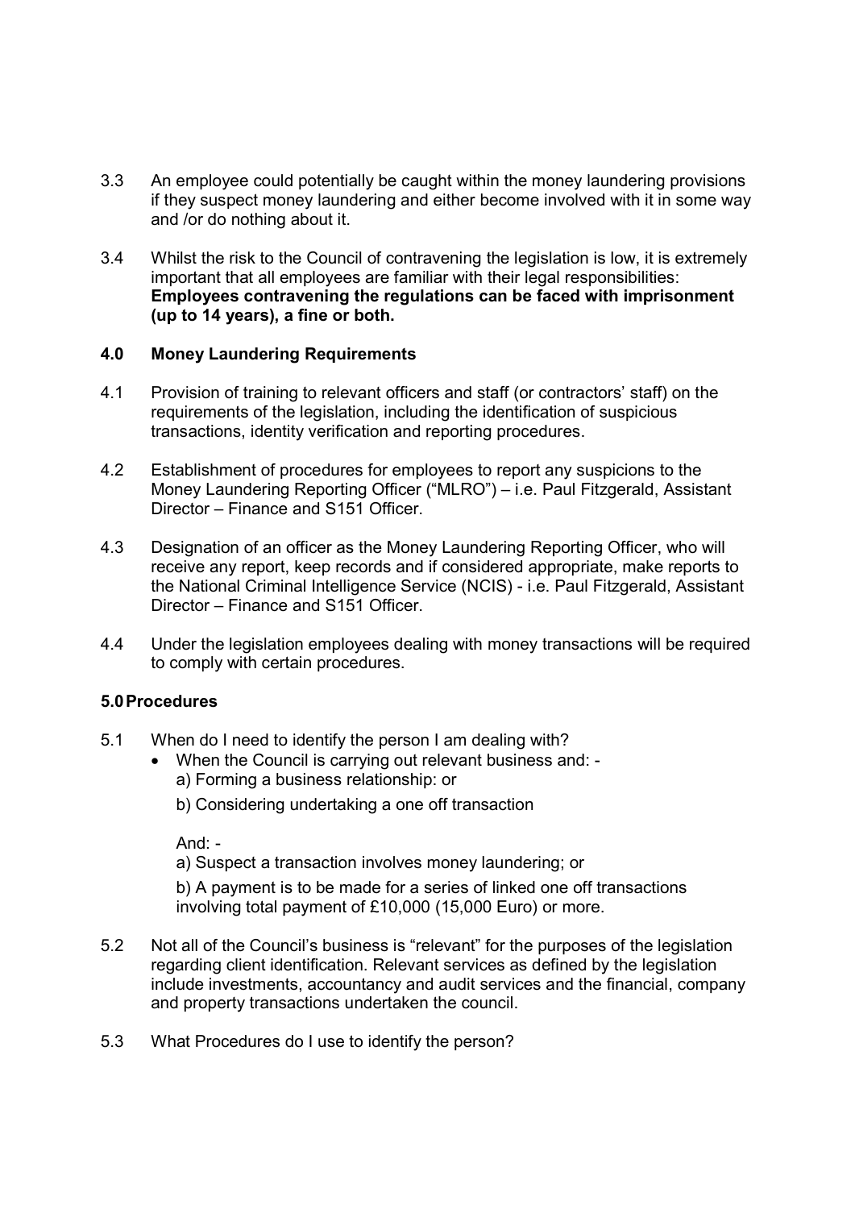3.3 An employee could potentially be caught within the money laundering provisions if they suspect money laundering and either become involved with it in some way and /or do nothing about it.

3.4 Whilst the risk to the Council of contravening the legislation is low, it is extremely important that all employees are familiar with their legal responsibilities: **Employees contravening the regulations can be faced with imprisonment (up to 14 years), a fine or both.**

## 4.0 Money Laundering Requirements

4.1 Provision of training to relevant officers and staff (or contractors' staff) on the requirements of the legislation, including the identification of suspicious transactions, identity verification and reporting procedures.

4.2 Establishment of procedures for employees to report any suspicions to the Money Laundering Reporting Officer ("MLRO") – i.e. Paul Fitzgerald, Assistant Director – Finance and S151 Officer.

4.3 Designation of an officer as the Money Laundering Reporting Officer, who will receive any report, keep records and if considered appropriate, make reports to the National Criminal Intelligence Service (NCIS) - i.e. Paul Fitzgerald, Assistant Director – Finance and S151 Officer.

4.4 Under the legislation employees dealing with money transactions will be required to comply with certain procedures.

## 5.0 Procedures

5.1 When do I need to identify the person I am dealing with?

- When the Council is carrying out relevant business and: -
  a) Forming a business relationship: or

  b) Considering undertaking a one off transaction

  And: -

  a) Suspect a transaction involves money laundering; or

  b) A payment is to be made for a series of linked one off transactions involving total payment of £10,000 (15,000 Euro) or more.

5.2 Not all of the Council's business is "relevant" for the purposes of the legislation regarding client identification. Relevant services as defined by the legislation include investments, accountancy and audit services and the financial, company and property transactions undertaken the council.

5.3 What Procedures do I use to identify the person?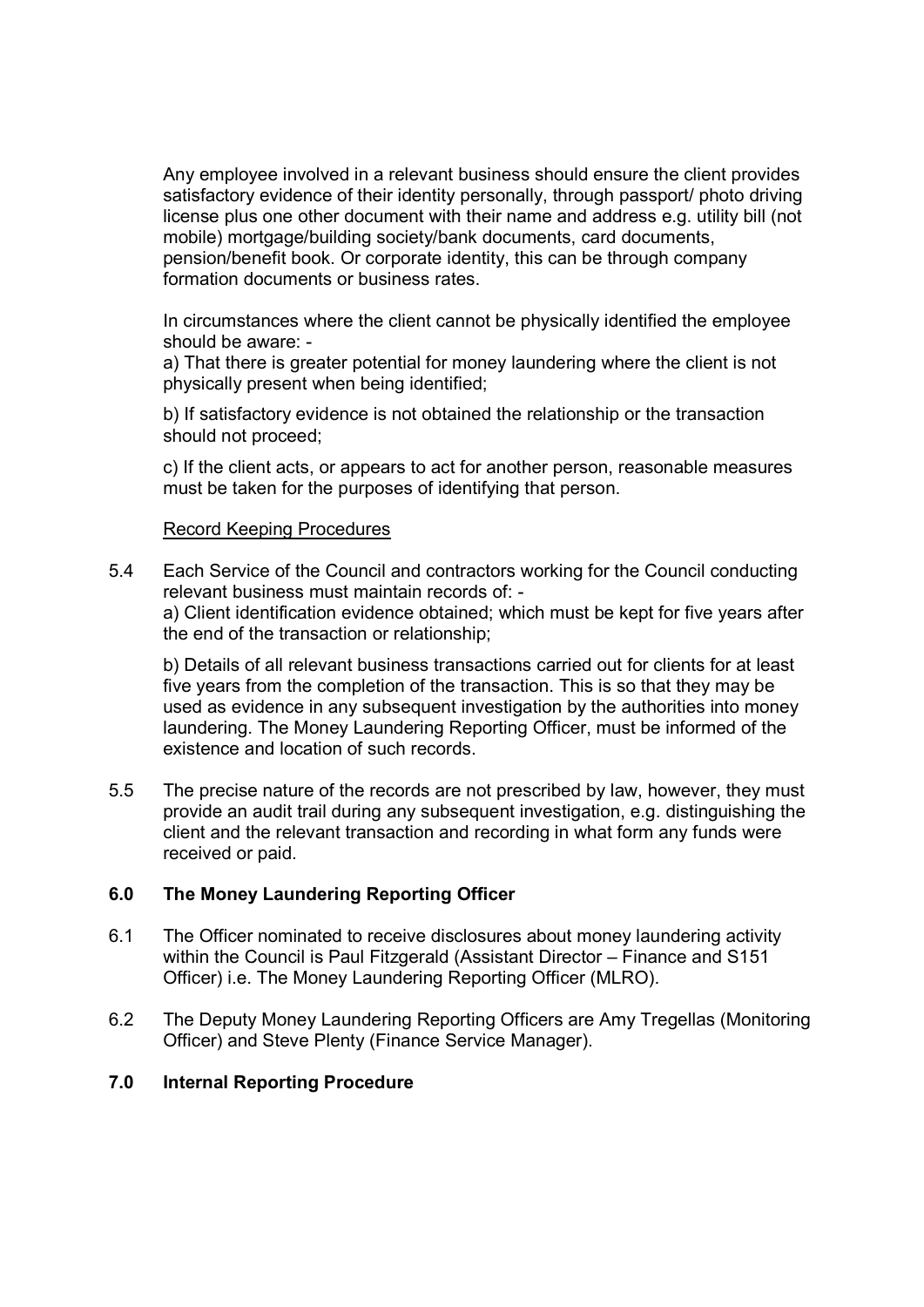Any employee involved in a relevant business should ensure the client provides satisfactory evidence of their identity personally, through passport/ photo driving license plus one other document with their name and address e.g. utility bill (not mobile) mortgage/building society/bank documents, card documents, pension/benefit book. Or corporate identity, this can be through company formation documents or business rates.

In circumstances where the client cannot be physically identified the employee should be aware: -

a) That there is greater potential for money laundering where the client is not physically present when being identified;

b) If satisfactory evidence is not obtained the relationship or the transaction should not proceed;

c) If the client acts, or appears to act for another person, reasonable measures must be taken for the purposes of identifying that person.

Record Keeping Procedures

5.4 Each Service of the Council and contractors working for the Council conducting relevant business must maintain records of: -

a) Client identification evidence obtained; which must be kept for five years after the end of the transaction or relationship;

b) Details of all relevant business transactions carried out for clients for at least five years from the completion of the transaction. This is so that they may be used as evidence in any subsequent investigation by the authorities into money laundering. The Money Laundering Reporting Officer, must be informed of the existence and location of such records.

5.5 The precise nature of the records are not prescribed by law, however, they must provide an audit trail during any subsequent investigation, e.g. distinguishing the client and the relevant transaction and recording in what form any funds were received or paid.

## 6.0 The Money Laundering Reporting Officer

6.1 The Officer nominated to receive disclosures about money laundering activity within the Council is Paul Fitzgerald (Assistant Director – Finance and S151 Officer) i.e. The Money Laundering Reporting Officer (MLRO).

6.2 The Deputy Money Laundering Reporting Officers are Amy Tregellas (Monitoring Officer) and Steve Plenty (Finance Service Manager).

## 7.0 Internal Reporting Procedure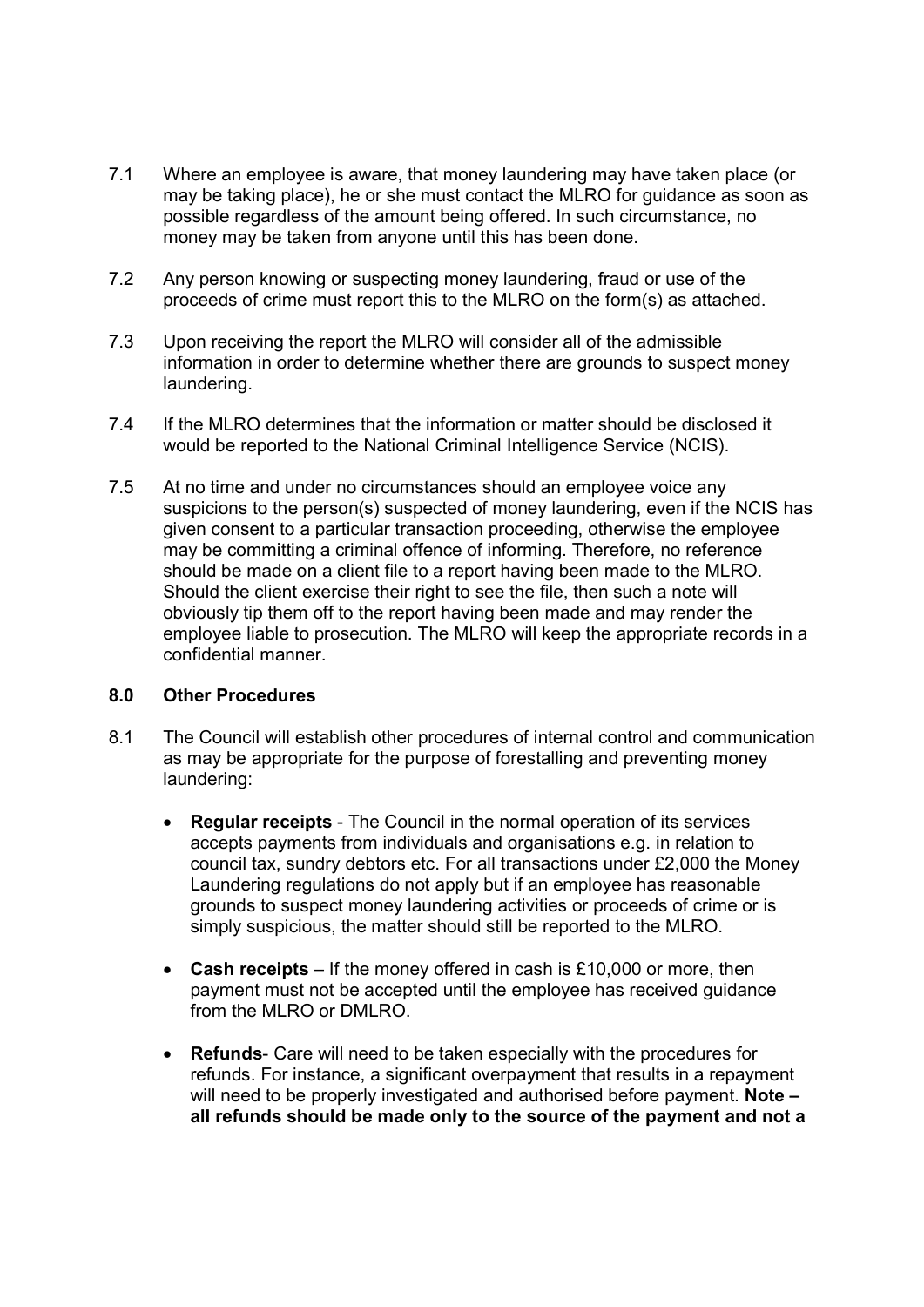7.1 Where an employee is aware, that money laundering may have taken place (or may be taking place), he or she must contact the MLRO for guidance as soon as possible regardless of the amount being offered. In such circumstance, no money may be taken from anyone until this has been done.

7.2 Any person knowing or suspecting money laundering, fraud or use of the proceeds of crime must report this to the MLRO on the form(s) as attached.

7.3 Upon receiving the report the MLRO will consider all of the admissible information in order to determine whether there are grounds to suspect money laundering.

7.4 If the MLRO determines that the information or matter should be disclosed it would be reported to the National Criminal Intelligence Service (NCIS).

7.5 At no time and under no circumstances should an employee voice any suspicions to the person(s) suspected of money laundering, even if the NCIS has given consent to a particular transaction proceeding, otherwise the employee may be committing a criminal offence of informing. Therefore, no reference should be made on a client file to a report having been made to the MLRO. Should the client exercise their right to see the file, then such a note will obviously tip them off to the report having been made and may render the employee liable to prosecution. The MLRO will keep the appropriate records in a confidential manner.

**8.0 Other Procedures**

8.1 The Council will establish other procedures of internal control and communication as may be appropriate for the purpose of forestalling and preventing money laundering:

- **Regular receipts** - The Council in the normal operation of its services accepts payments from individuals and organisations e.g. in relation to council tax, sundry debtors etc. For all transactions under £2,000 the Money Laundering regulations do not apply but if an employee has reasonable grounds to suspect money laundering activities or proceeds of crime or is simply suspicious, the matter should still be reported to the MLRO.

- **Cash receipts** – If the money offered in cash is £10,000 or more, then payment must not be accepted until the employee has received guidance from the MLRO or DMLRO.

- **Refunds**- Care will need to be taken especially with the procedures for refunds. For instance, a significant overpayment that results in a repayment will need to be properly investigated and authorised before payment. **Note – all refunds should be made only to the source of the payment and not a**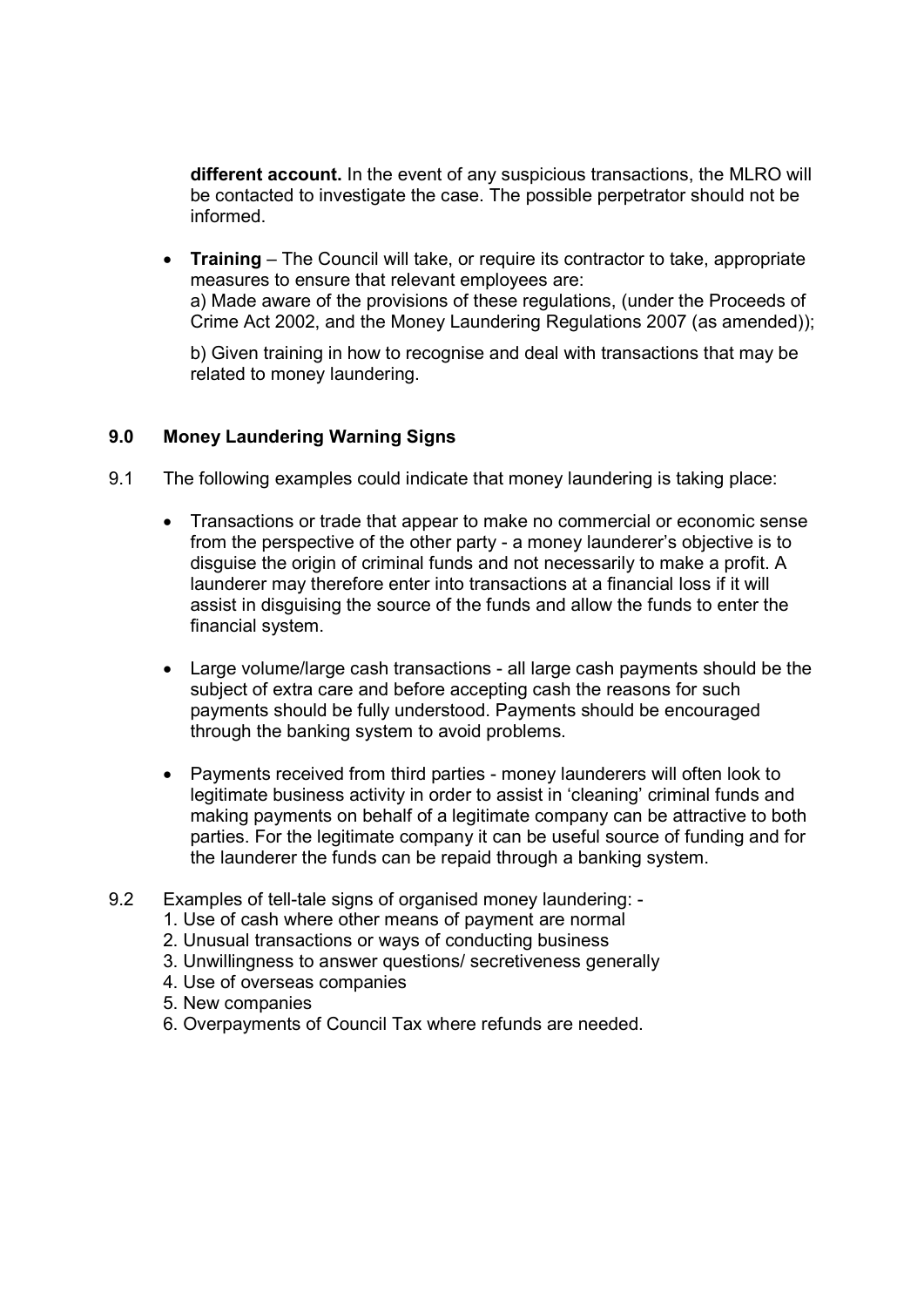**different account.** In the event of any suspicious transactions, the MLRO will be contacted to investigate the case. The possible perpetrator should not be informed.

- **Training** – The Council will take, or require its contractor to take, appropriate measures to ensure that relevant employees are:
  a) Made aware of the provisions of these regulations, (under the Proceeds of Crime Act 2002, and the Money Laundering Regulations 2007 (as amended));

  b) Given training in how to recognise and deal with transactions that may be related to money laundering.

## 9.0 Money Laundering Warning Signs

9.1 The following examples could indicate that money laundering is taking place:

- Transactions or trade that appear to make no commercial or economic sense from the perspective of the other party - a money launderer's objective is to disguise the origin of criminal funds and not necessarily to make a profit. A launderer may therefore enter into transactions at a financial loss if it will assist in disguising the source of the funds and allow the funds to enter the financial system.

- Large volume/large cash transactions - all large cash payments should be the subject of extra care and before accepting cash the reasons for such payments should be fully understood. Payments should be encouraged through the banking system to avoid problems.

- Payments received from third parties - money launderers will often look to legitimate business activity in order to assist in 'cleaning' criminal funds and making payments on behalf of a legitimate company can be attractive to both parties. For the legitimate company it can be useful source of funding and for the launderer the funds can be repaid through a banking system.

9.2 Examples of tell-tale signs of organised money laundering: -

1. Use of cash where other means of payment are normal
2. Unusual transactions or ways of conducting business
3. Unwillingness to answer questions/ secretiveness generally
4. Use of overseas companies
5. New companies
6. Overpayments of Council Tax where refunds are needed.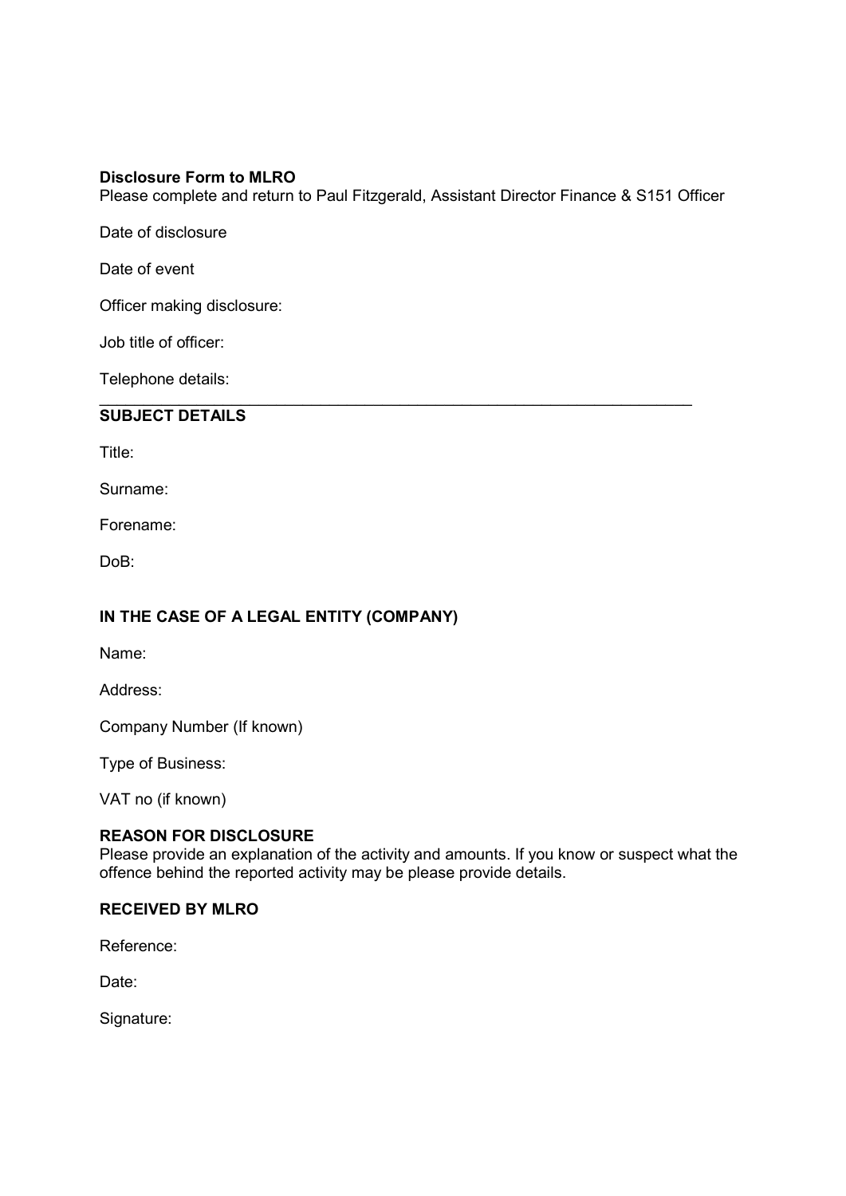**Disclosure Form to MLRO**

Please complete and return to Paul Fitzgerald, Assistant Director Finance & S151 Officer

Date of disclosure

Date of event

Officer making disclosure:

Job title of officer:

Telephone details:

---

**SUBJECT DETAILS**

Title:

Surname:

Forename:

DoB:

**IN THE CASE OF A LEGAL ENTITY (COMPANY)**

Name:

Address:

Company Number (If known)

Type of Business:

VAT no (if known)

**REASON FOR DISCLOSURE**

Please provide an explanation of the activity and amounts. If you know or suspect what the offence behind the reported activity may be please provide details.

**RECEIVED BY MLRO**

Reference:

Date:

Signature: